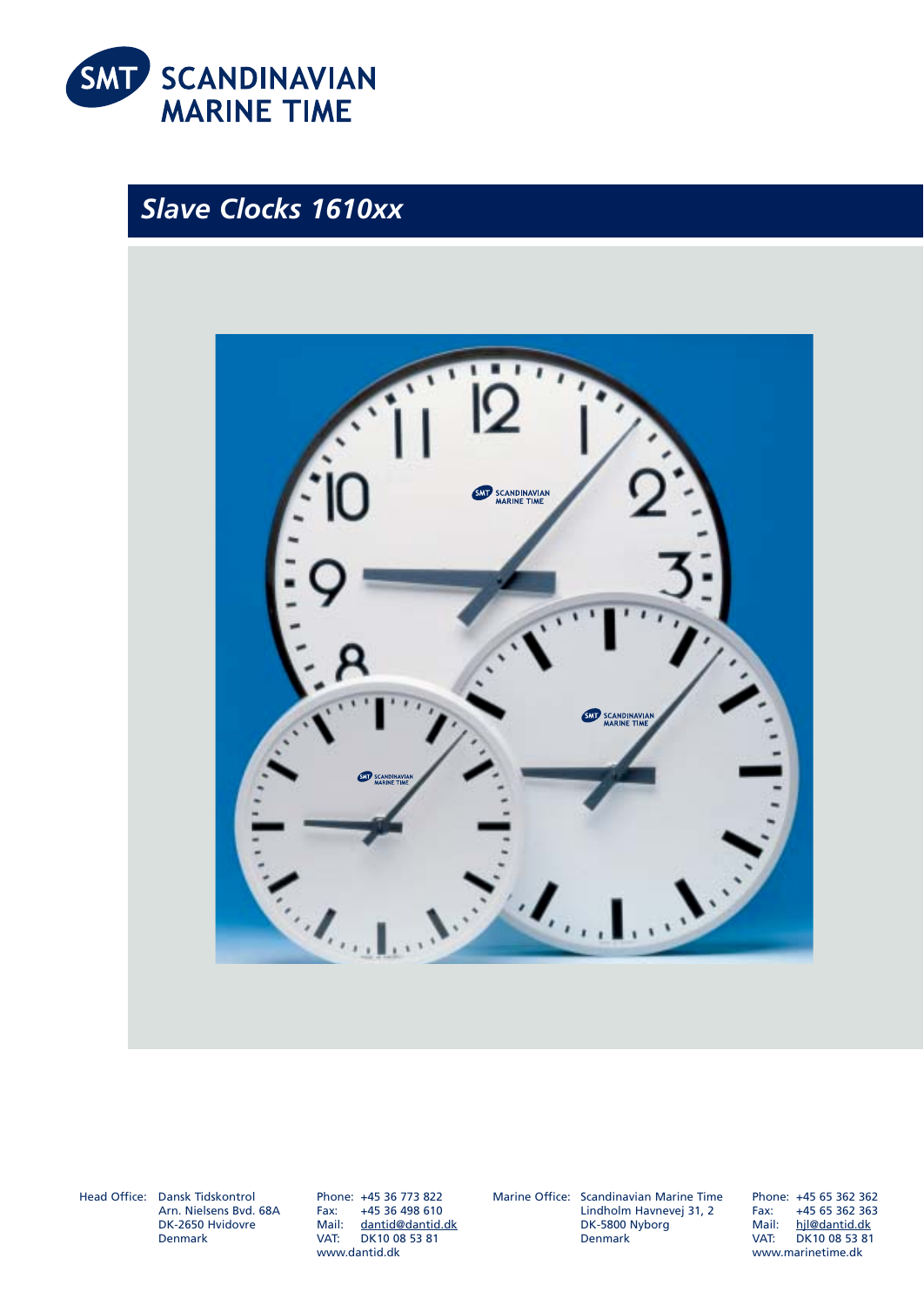# SCANDINAVIAN MARINE TIME

## *Slave Clocks 1610xx*

Head Office: Dansk Tidskontrol
Arn. Nielsens Bvd. 68A
DK-2650 Hvidovre
Denmark

Phone: +45 36 773 822
Fax: +45 36 498 610
Mail: dantid@dantid.dk
VAT: DK10 08 53 81
www.dantid.dk

Marine Office: Scandinavian Marine Time
Lindholm Havnevej 31, 2
DK-5800 Nyborg
Denmark

Phone: +45 65 362 362
Fax: +45 65 362 363
Mail: hjl@dantid.dk
VAT: DK10 08 53 81
www.marinetime.dk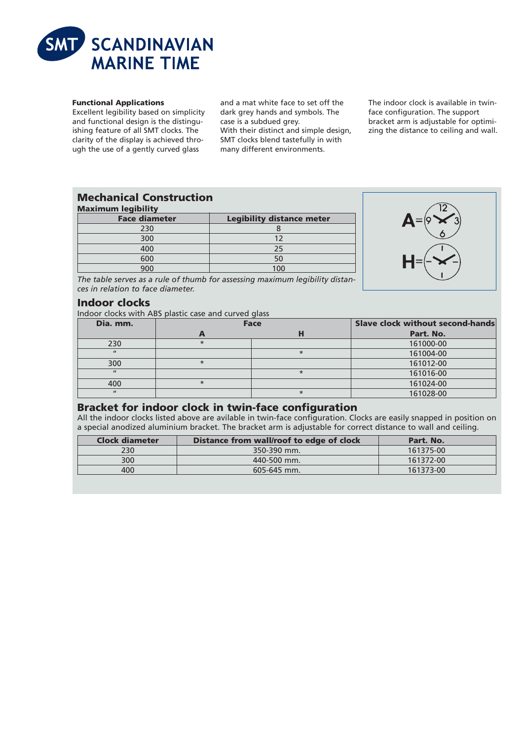# SMT SCANDINAVIAN MARINE TIME

**Functional Applications**
Excellent legibility based on simplicity and functional design is the distinguishing feature of all SMT clocks. The clarity of the display is achieved through the use of a gently curved glass and a mat white face to set off the dark grey hands and symbols. The case is a subdued grey.
With their distinct and simple design, SMT clocks blend tastefully in with many different environments.

The indoor clock is available in twin-face configuration. The support bracket arm is adjustable for optimizing the distance to ceiling and wall.

## Mechanical Construction

**Maximum legibility**

| Face diameter | Legibility distance meter |
|---|---|
| 230 | 8 |
| 300 | 12 |
| 400 | 25 |
| 600 | 50 |
| 900 | 100 |

*The table serves as a rule of thumb for assessing maximum legibility distances in relation to face diameter.*

A=

H=

## Indoor clocks

Indoor clocks with ABS plastic case and curved glass

| Dia. mm. | Face | | Slave clock without second-hands |
|---|---|---|---|
| | A | H | Part. No. |
| 230 | * | | 161000-00 |
| " | | * | 161004-00 |
| 300 | * | | 161012-00 |
| " | | * | 161016-00 |
| 400 | * | | 161024-00 |
| " | | * | 161028-00 |

## Bracket for indoor clock in twin-face configuration

All the indoor clocks listed above are avilable in twin-face configuration. Clocks are easily snapped in position on a special anodized aluminium bracket. The bracket arm is adjustable for correct distance to wall and ceiling.

| Clock diameter | Distance from wall/roof to edge of clock | Part. No. |
|---|---|---|
| 230 | 350-390 mm. | 161375-00 |
| 300 | 440-500 mm. | 161372-00 |
| 400 | 605-645 mm. | 161373-00 |